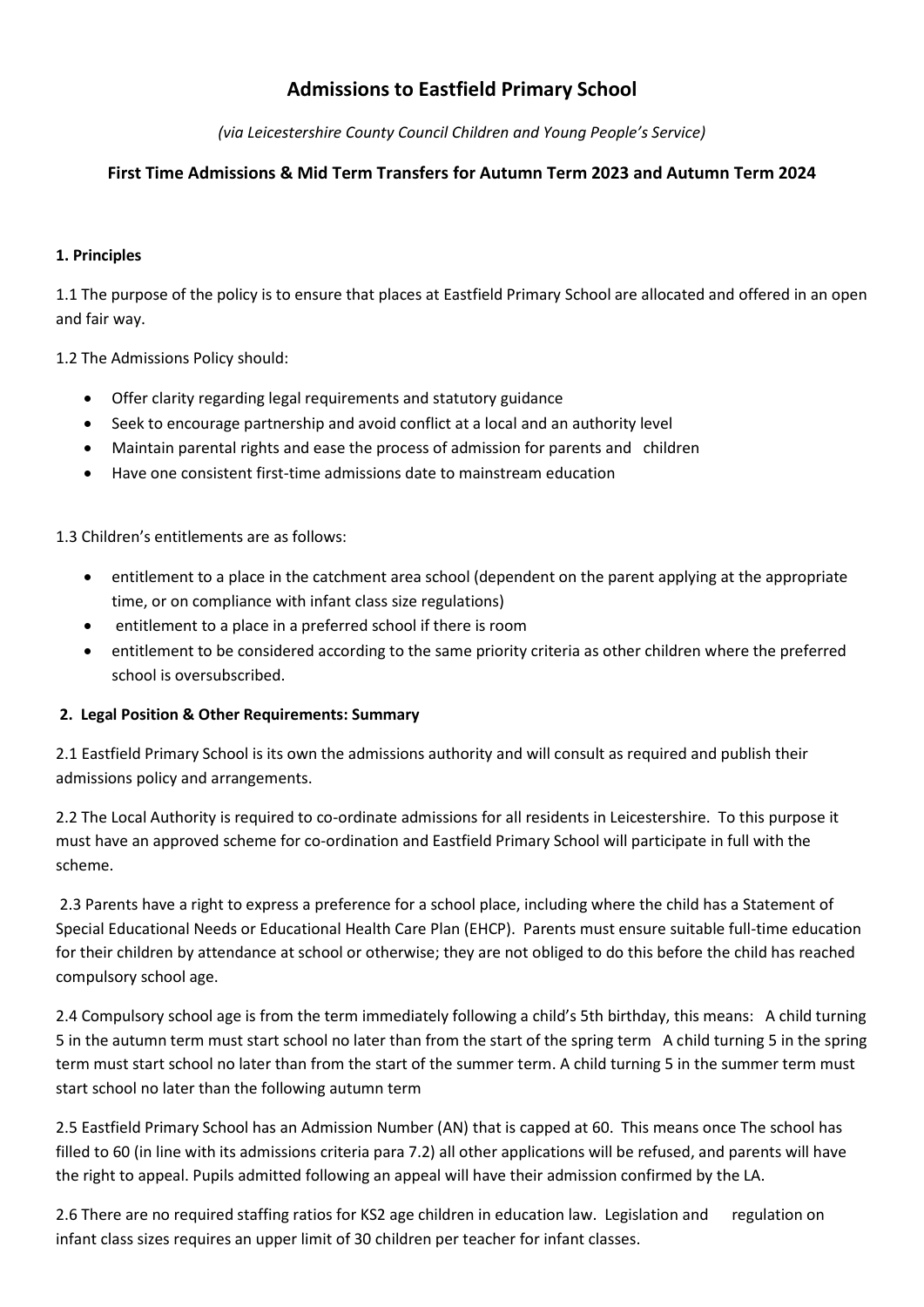# Admissions to Eastfield Primary School

*(via Leicestershire County Council Children and Young People's Service)*

## First Time Admissions & Mid Term Transfers for Autumn Term 2023 and Autumn Term 2024

**1. Principles**

1.1 The purpose of the policy is to ensure that places at Eastfield Primary School are allocated and offered in an open and fair way.

1.2 The Admissions Policy should:

- Offer clarity regarding legal requirements and statutory guidance
- Seek to encourage partnership and avoid conflict at a local and an authority level
- Maintain parental rights and ease the process of admission for parents and children
- Have one consistent first-time admissions date to mainstream education

1.3 Children's entitlements are as follows:

- entitlement to a place in the catchment area school (dependent on the parent applying at the appropriate time, or on compliance with infant class size regulations)
- entitlement to a place in a preferred school if there is room
- entitlement to be considered according to the same priority criteria as other children where the preferred school is oversubscribed.

**2. Legal Position & Other Requirements: Summary**

2.1 Eastfield Primary School is its own the admissions authority and will consult as required and publish their admissions policy and arrangements.

2.2 The Local Authority is required to co-ordinate admissions for all residents in Leicestershire. To this purpose it must have an approved scheme for co-ordination and Eastfield Primary School will participate in full with the scheme.

2.3 Parents have a right to express a preference for a school place, including where the child has a Statement of Special Educational Needs or Educational Health Care Plan (EHCP). Parents must ensure suitable full-time education for their children by attendance at school or otherwise; they are not obliged to do this before the child has reached compulsory school age.

2.4 Compulsory school age is from the term immediately following a child's 5th birthday, this means: A child turning 5 in the autumn term must start school no later than from the start of the spring term A child turning 5 in the spring term must start school no later than from the start of the summer term. A child turning 5 in the summer term must start school no later than the following autumn term

2.5 Eastfield Primary School has an Admission Number (AN) that is capped at 60. This means once The school has filled to 60 (in line with its admissions criteria para 7.2) all other applications will be refused, and parents will have the right to appeal. Pupils admitted following an appeal will have their admission confirmed by the LA.

2.6 There are no required staffing ratios for KS2 age children in education law. Legislation and regulation on infant class sizes requires an upper limit of 30 children per teacher for infant classes.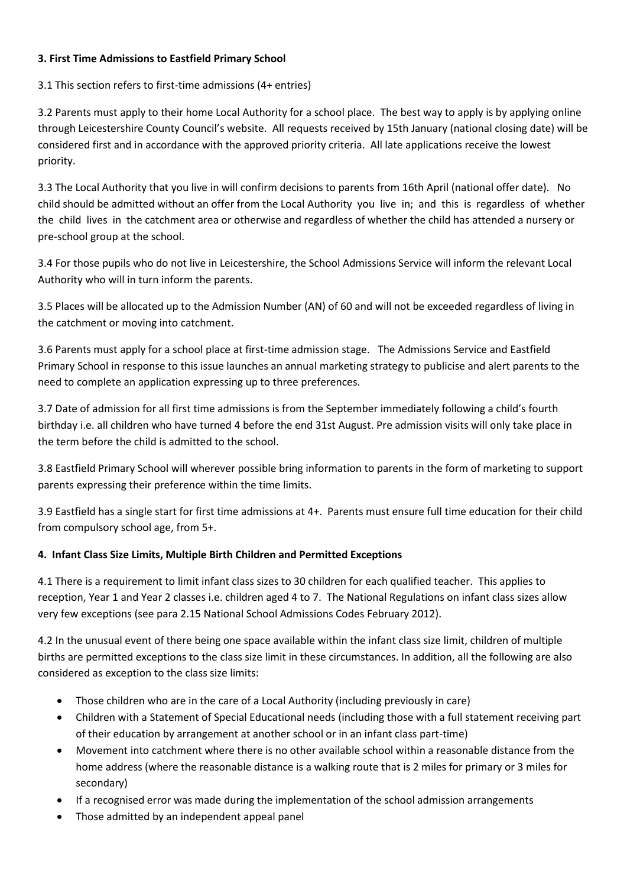### 3. First Time Admissions to Eastfield Primary School

3.1 This section refers to first-time admissions (4+ entries)

3.2 Parents must apply to their home Local Authority for a school place. The best way to apply is by applying online through Leicestershire County Council's website. All requests received by 15th January (national closing date) will be considered first and in accordance with the approved priority criteria. All late applications receive the lowest priority.

3.3 The Local Authority that you live in will confirm decisions to parents from 16th April (national offer date). No child should be admitted without an offer from the Local Authority you live in; and this is regardless of whether the child lives in the catchment area or otherwise and regardless of whether the child has attended a nursery or pre-school group at the school.

3.4 For those pupils who do not live in Leicestershire, the School Admissions Service will inform the relevant Local Authority who will in turn inform the parents.

3.5 Places will be allocated up to the Admission Number (AN) of 60 and will not be exceeded regardless of living in the catchment or moving into catchment.

3.6 Parents must apply for a school place at first-time admission stage. The Admissions Service and Eastfield Primary School in response to this issue launches an annual marketing strategy to publicise and alert parents to the need to complete an application expressing up to three preferences.

3.7 Date of admission for all first time admissions is from the September immediately following a child's fourth birthday i.e. all children who have turned 4 before the end 31st August. Pre admission visits will only take place in the term before the child is admitted to the school.

3.8 Eastfield Primary School will wherever possible bring information to parents in the form of marketing to support parents expressing their preference within the time limits.

3.9 Eastfield has a single start for first time admissions at 4+. Parents must ensure full time education for their child from compulsory school age, from 5+.

### 4. Infant Class Size Limits, Multiple Birth Children and Permitted Exceptions

4.1 There is a requirement to limit infant class sizes to 30 children for each qualified teacher. This applies to reception, Year 1 and Year 2 classes i.e. children aged 4 to 7. The National Regulations on infant class sizes allow very few exceptions (see para 2.15 National School Admissions Codes February 2012).

4.2 In the unusual event of there being one space available within the infant class size limit, children of multiple births are permitted exceptions to the class size limit in these circumstances. In addition, all the following are also considered as exception to the class size limits:

- Those children who are in the care of a Local Authority (including previously in care)
- Children with a Statement of Special Educational needs (including those with a full statement receiving part of their education by arrangement at another school or in an infant class part-time)
- Movement into catchment where there is no other available school within a reasonable distance from the home address (where the reasonable distance is a walking route that is 2 miles for primary or 3 miles for secondary)
- If a recognised error was made during the implementation of the school admission arrangements
- Those admitted by an independent appeal panel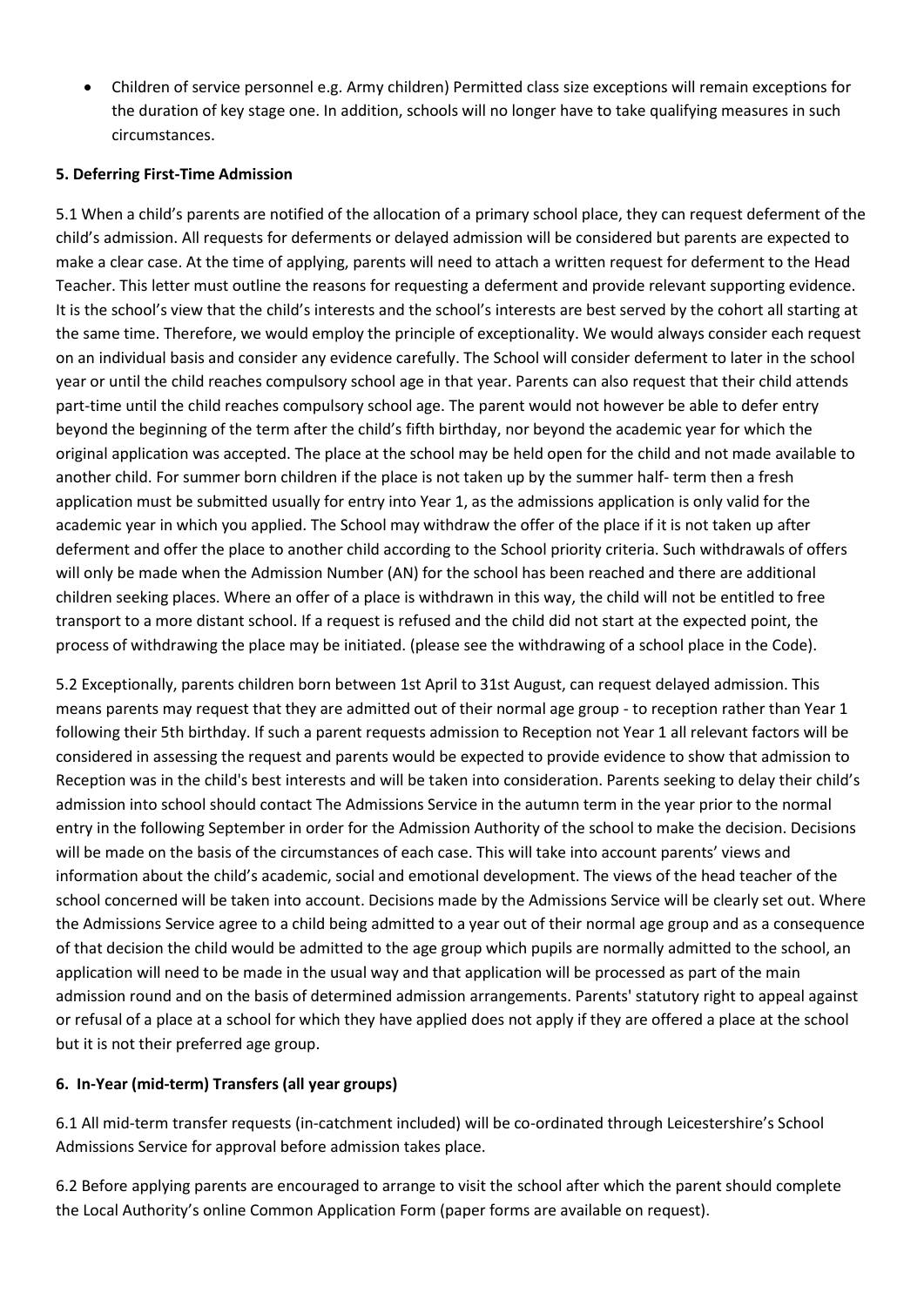- Children of service personnel e.g. Army children) Permitted class size exceptions will remain exceptions for the duration of key stage one. In addition, schools will no longer have to take qualifying measures in such circumstances.

**5. Deferring First-Time Admission**

5.1 When a child's parents are notified of the allocation of a primary school place, they can request deferment of the child's admission. All requests for deferments or delayed admission will be considered but parents are expected to make a clear case. At the time of applying, parents will need to attach a written request for deferment to the Head Teacher. This letter must outline the reasons for requesting a deferment and provide relevant supporting evidence. It is the school's view that the child's interests and the school's interests are best served by the cohort all starting at the same time. Therefore, we would employ the principle of exceptionality. We would always consider each request on an individual basis and consider any evidence carefully. The School will consider deferment to later in the school year or until the child reaches compulsory school age in that year. Parents can also request that their child attends part-time until the child reaches compulsory school age. The parent would not however be able to defer entry beyond the beginning of the term after the child's fifth birthday, nor beyond the academic year for which the original application was accepted. The place at the school may be held open for the child and not made available to another child. For summer born children if the place is not taken up by the summer half- term then a fresh application must be submitted usually for entry into Year 1, as the admissions application is only valid for the academic year in which you applied. The School may withdraw the offer of the place if it is not taken up after deferment and offer the place to another child according to the School priority criteria. Such withdrawals of offers will only be made when the Admission Number (AN) for the school has been reached and there are additional children seeking places. Where an offer of a place is withdrawn in this way, the child will not be entitled to free transport to a more distant school. If a request is refused and the child did not start at the expected point, the process of withdrawing the place may be initiated. (please see the withdrawing of a school place in the Code).

5.2 Exceptionally, parents children born between 1st April to 31st August, can request delayed admission. This means parents may request that they are admitted out of their normal age group - to reception rather than Year 1 following their 5th birthday. If such a parent requests admission to Reception not Year 1 all relevant factors will be considered in assessing the request and parents would be expected to provide evidence to show that admission to Reception was in the child's best interests and will be taken into consideration. Parents seeking to delay their child's admission into school should contact The Admissions Service in the autumn term in the year prior to the normal entry in the following September in order for the Admission Authority of the school to make the decision. Decisions will be made on the basis of the circumstances of each case. This will take into account parents' views and information about the child's academic, social and emotional development. The views of the head teacher of the school concerned will be taken into account. Decisions made by the Admissions Service will be clearly set out. Where the Admissions Service agree to a child being admitted to a year out of their normal age group and as a consequence of that decision the child would be admitted to the age group which pupils are normally admitted to the school, an application will need to be made in the usual way and that application will be processed as part of the main admission round and on the basis of determined admission arrangements. Parents' statutory right to appeal against or refusal of a place at a school for which they have applied does not apply if they are offered a place at the school but it is not their preferred age group.

**6. In-Year (mid-term) Transfers (all year groups)**

6.1 All mid-term transfer requests (in-catchment included) will be co-ordinated through Leicestershire's School Admissions Service for approval before admission takes place.

6.2 Before applying parents are encouraged to arrange to visit the school after which the parent should complete the Local Authority's online Common Application Form (paper forms are available on request).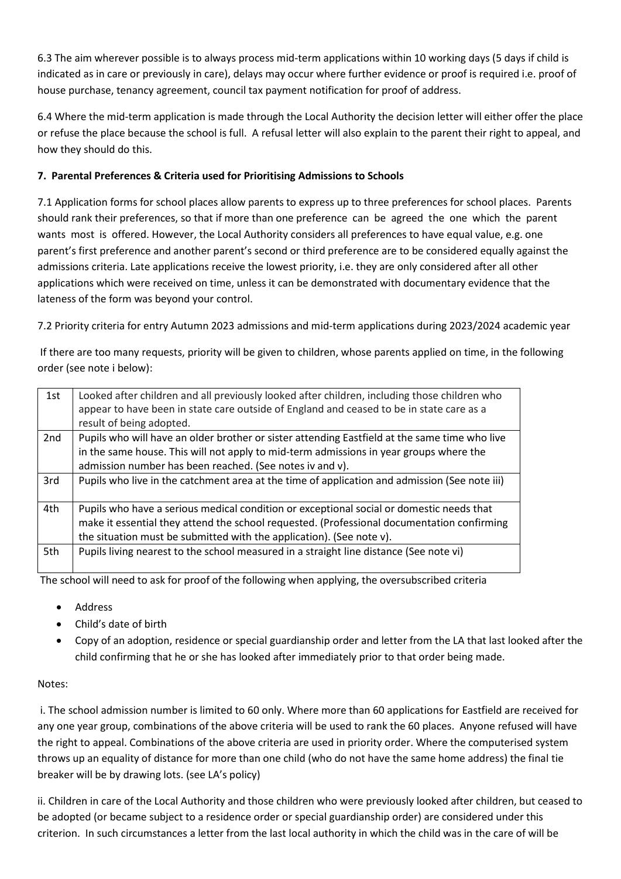6.3 The aim wherever possible is to always process mid-term applications within 10 working days (5 days if child is indicated as in care or previously in care), delays may occur where further evidence or proof is required i.e. proof of house purchase, tenancy agreement, council tax payment notification for proof of address.

6.4 Where the mid-term application is made through the Local Authority the decision letter will either offer the place or refuse the place because the school is full. A refusal letter will also explain to the parent their right to appeal, and how they should do this.

**7. Parental Preferences & Criteria used for Prioritising Admissions to Schools**

7.1 Application forms for school places allow parents to express up to three preferences for school places. Parents should rank their preferences, so that if more than one preference can be agreed the one which the parent wants most is offered. However, the Local Authority considers all preferences to have equal value, e.g. one parent's first preference and another parent's second or third preference are to be considered equally against the admissions criteria. Late applications receive the lowest priority, i.e. they are only considered after all other applications which were received on time, unless it can be demonstrated with documentary evidence that the lateness of the form was beyond your control.

7.2 Priority criteria for entry Autumn 2023 admissions and mid-term applications during 2023/2024 academic year

If there are too many requests, priority will be given to children, whose parents applied on time, in the following order (see note i below):

| | |
|---|---|
| 1st | Looked after children and all previously looked after children, including those children who appear to have been in state care outside of England and ceased to be in state care as a result of being adopted. |
| 2nd | Pupils who will have an older brother or sister attending Eastfield at the same time who live in the same house. This will not apply to mid-term admissions in year groups where the admission number has been reached. (See notes iv and v). |
| 3rd | Pupils who live in the catchment area at the time of application and admission (See note iii) |
| 4th | Pupils who have a serious medical condition or exceptional social or domestic needs that make it essential they attend the school requested. (Professional documentation confirming the situation must be submitted with the application). (See note v). |
| 5th | Pupils living nearest to the school measured in a straight line distance (See note vi) |

The school will need to ask for proof of the following when applying, the oversubscribed criteria

- Address
- Child's date of birth
- Copy of an adoption, residence or special guardianship order and letter from the LA that last looked after the child confirming that he or she has looked after immediately prior to that order being made.

Notes:

i. The school admission number is limited to 60 only. Where more than 60 applications for Eastfield are received for any one year group, combinations of the above criteria will be used to rank the 60 places. Anyone refused will have the right to appeal. Combinations of the above criteria are used in priority order. Where the computerised system throws up an equality of distance for more than one child (who do not have the same home address) the final tie breaker will be by drawing lots. (see LA's policy)

ii. Children in care of the Local Authority and those children who were previously looked after children, but ceased to be adopted (or became subject to a residence order or special guardianship order) are considered under this criterion. In such circumstances a letter from the last local authority in which the child was in the care of will be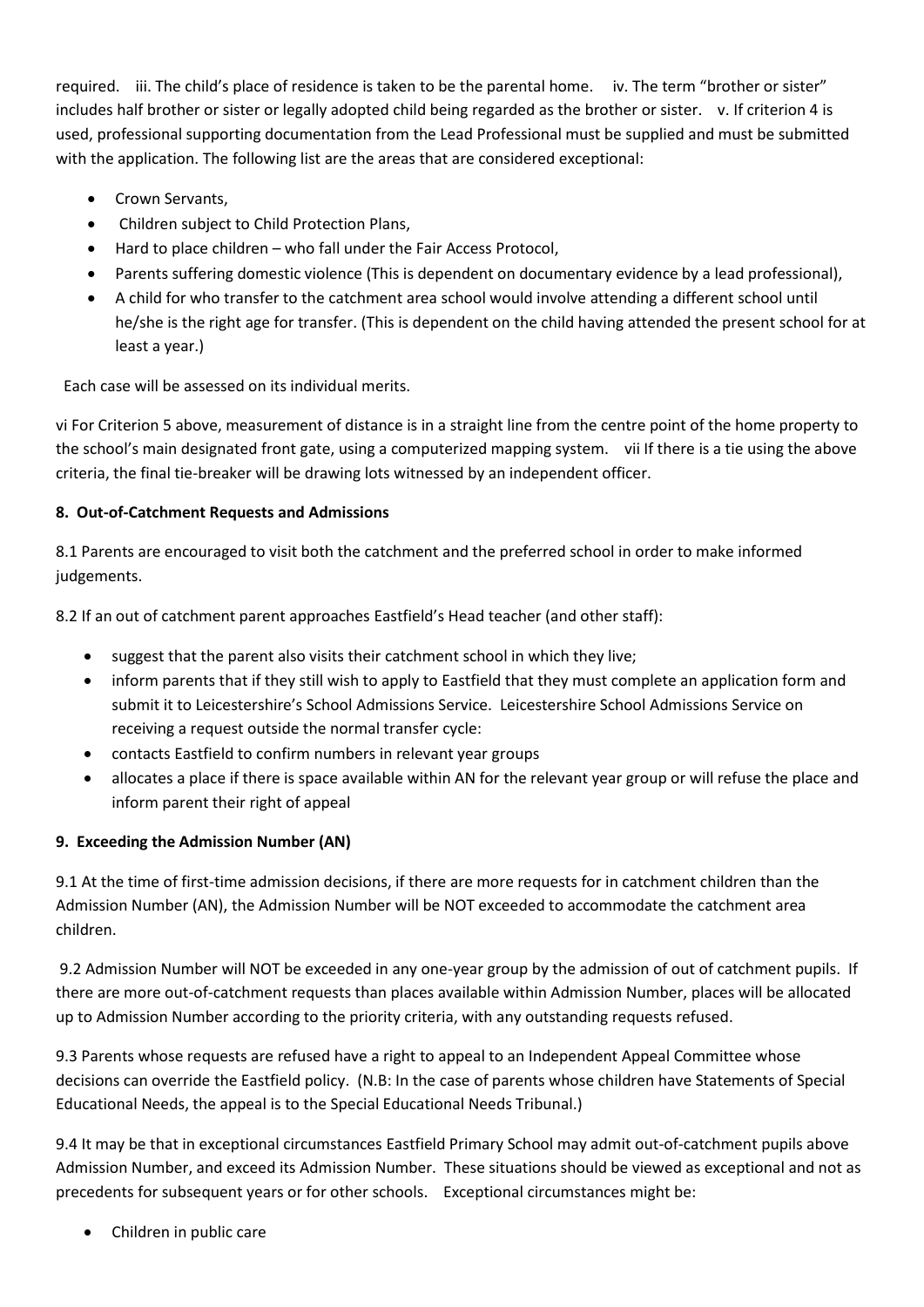required. iii. The child's place of residence is taken to be the parental home. iv. The term "brother or sister" includes half brother or sister or legally adopted child being regarded as the brother or sister. v. If criterion 4 is used, professional supporting documentation from the Lead Professional must be supplied and must be submitted with the application. The following list are the areas that are considered exceptional:

- Crown Servants,
- Children subject to Child Protection Plans,
- Hard to place children – who fall under the Fair Access Protocol,
- Parents suffering domestic violence (This is dependent on documentary evidence by a lead professional),
- A child for who transfer to the catchment area school would involve attending a different school until he/she is the right age for transfer. (This is dependent on the child having attended the present school for at least a year.)

Each case will be assessed on its individual merits.

vi For Criterion 5 above, measurement of distance is in a straight line from the centre point of the home property to the school's main designated front gate, using a computerized mapping system. vii If there is a tie using the above criteria, the final tie-breaker will be drawing lots witnessed by an independent officer.

**8. Out-of-Catchment Requests and Admissions**

8.1 Parents are encouraged to visit both the catchment and the preferred school in order to make informed judgements.

8.2 If an out of catchment parent approaches Eastfield's Head teacher (and other staff):

- suggest that the parent also visits their catchment school in which they live;
- inform parents that if they still wish to apply to Eastfield that they must complete an application form and submit it to Leicestershire's School Admissions Service. Leicestershire School Admissions Service on receiving a request outside the normal transfer cycle:
- contacts Eastfield to confirm numbers in relevant year groups
- allocates a place if there is space available within AN for the relevant year group or will refuse the place and inform parent their right of appeal

**9. Exceeding the Admission Number (AN)**

9.1 At the time of first-time admission decisions, if there are more requests for in catchment children than the Admission Number (AN), the Admission Number will be NOT exceeded to accommodate the catchment area children.

9.2 Admission Number will NOT be exceeded in any one-year group by the admission of out of catchment pupils. If there are more out-of-catchment requests than places available within Admission Number, places will be allocated up to Admission Number according to the priority criteria, with any outstanding requests refused.

9.3 Parents whose requests are refused have a right to appeal to an Independent Appeal Committee whose decisions can override the Eastfield policy. (N.B: In the case of parents whose children have Statements of Special Educational Needs, the appeal is to the Special Educational Needs Tribunal.)

9.4 It may be that in exceptional circumstances Eastfield Primary School may admit out-of-catchment pupils above Admission Number, and exceed its Admission Number. These situations should be viewed as exceptional and not as precedents for subsequent years or for other schools. Exceptional circumstances might be:

- Children in public care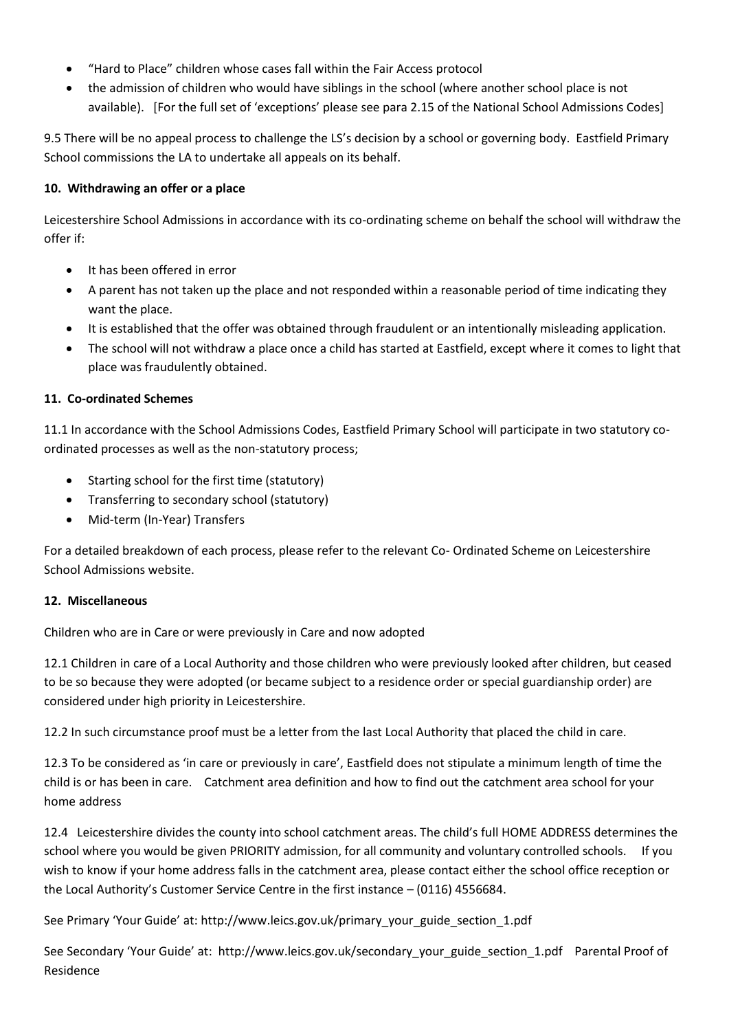- "Hard to Place" children whose cases fall within the Fair Access protocol
- the admission of children who would have siblings in the school (where another school place is not available). [For the full set of 'exceptions' please see para 2.15 of the National School Admissions Codes]

9.5 There will be no appeal process to challenge the LS's decision by a school or governing body. Eastfield Primary School commissions the LA to undertake all appeals on its behalf.

**10. Withdrawing an offer or a place**

Leicestershire School Admissions in accordance with its co-ordinating scheme on behalf the school will withdraw the offer if:

- It has been offered in error
- A parent has not taken up the place and not responded within a reasonable period of time indicating they want the place.
- It is established that the offer was obtained through fraudulent or an intentionally misleading application.
- The school will not withdraw a place once a child has started at Eastfield, except where it comes to light that place was fraudulently obtained.

**11. Co-ordinated Schemes**

11.1 In accordance with the School Admissions Codes, Eastfield Primary School will participate in two statutory co-ordinated processes as well as the non-statutory process;

- Starting school for the first time (statutory)
- Transferring to secondary school (statutory)
- Mid-term (In-Year) Transfers

For a detailed breakdown of each process, please refer to the relevant Co- Ordinated Scheme on Leicestershire School Admissions website.

**12. Miscellaneous**

Children who are in Care or were previously in Care and now adopted

12.1 Children in care of a Local Authority and those children who were previously looked after children, but ceased to be so because they were adopted (or became subject to a residence order or special guardianship order) are considered under high priority in Leicestershire.

12.2 In such circumstance proof must be a letter from the last Local Authority that placed the child in care.

12.3 To be considered as 'in care or previously in care', Eastfield does not stipulate a minimum length of time the child is or has been in care. Catchment area definition and how to find out the catchment area school for your home address

12.4 Leicestershire divides the county into school catchment areas. The child's full HOME ADDRESS determines the school where you would be given PRIORITY admission, for all community and voluntary controlled schools. If you wish to know if your home address falls in the catchment area, please contact either the school office reception or the Local Authority's Customer Service Centre in the first instance – (0116) 4556684.

See Primary 'Your Guide' at: http://www.leics.gov.uk/primary_your_guide_section_1.pdf

See Secondary 'Your Guide' at: http://www.leics.gov.uk/secondary_your_guide_section_1.pdf Parental Proof of Residence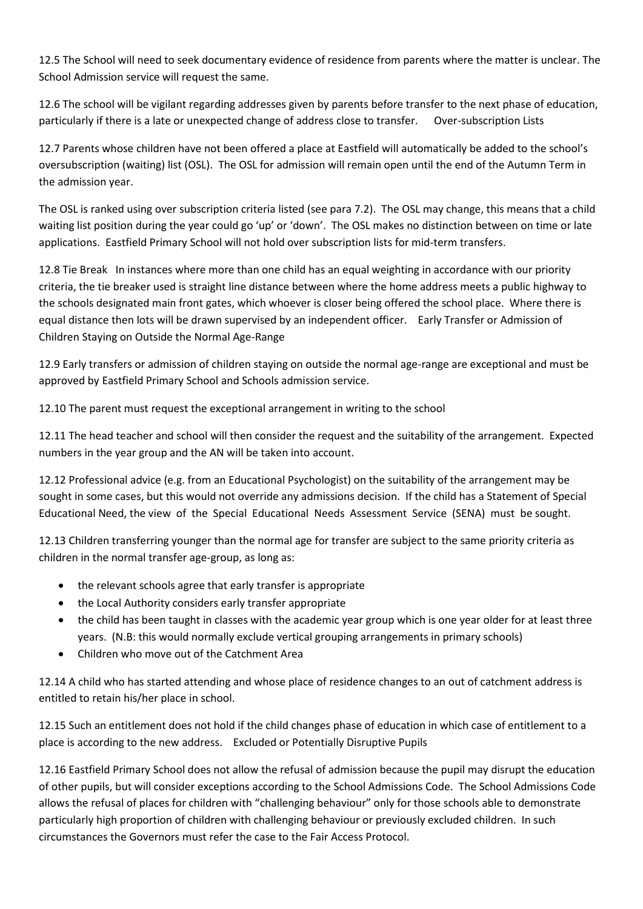12.5 The School will need to seek documentary evidence of residence from parents where the matter is unclear. The School Admission service will request the same.

12.6 The school will be vigilant regarding addresses given by parents before transfer to the next phase of education, particularly if there is a late or unexpected change of address close to transfer.

### Over-subscription Lists

12.7 Parents whose children have not been offered a place at Eastfield will automatically be added to the school's oversubscription (waiting) list (OSL). The OSL for admission will remain open until the end of the Autumn Term in the admission year.

The OSL is ranked using over subscription criteria listed (see para 7.2). The OSL may change, this means that a child waiting list position during the year could go 'up' or 'down'. The OSL makes no distinction between on time or late applications. Eastfield Primary School will not hold over subscription lists for mid-term transfers.

12.8 Tie Break In instances where more than one child has an equal weighting in accordance with our priority criteria, the tie breaker used is straight line distance between where the home address meets a public highway to the schools designated main front gates, which whoever is closer being offered the school place. Where there is equal distance then lots will be drawn supervised by an independent officer.

### Early Transfer or Admission of Children Staying on Outside the Normal Age-Range

12.9 Early transfers or admission of children staying on outside the normal age-range are exceptional and must be approved by Eastfield Primary School and Schools admission service.

12.10 The parent must request the exceptional arrangement in writing to the school

12.11 The head teacher and school will then consider the request and the suitability of the arrangement. Expected numbers in the year group and the AN will be taken into account.

12.12 Professional advice (e.g. from an Educational Psychologist) on the suitability of the arrangement may be sought in some cases, but this would not override any admissions decision. If the child has a Statement of Special Educational Need, the view of the Special Educational Needs Assessment Service (SENA) must be sought.

12.13 Children transferring younger than the normal age for transfer are subject to the same priority criteria as children in the normal transfer age-group, as long as:

- the relevant schools agree that early transfer is appropriate
- the Local Authority considers early transfer appropriate
- the child has been taught in classes with the academic year group which is one year older for at least three years. (N.B: this would normally exclude vertical grouping arrangements in primary schools)
- Children who move out of the Catchment Area

12.14 A child who has started attending and whose place of residence changes to an out of catchment address is entitled to retain his/her place in school.

12.15 Such an entitlement does not hold if the child changes phase of education in which case of entitlement to a place is according to the new address.

### Excluded or Potentially Disruptive Pupils

12.16 Eastfield Primary School does not allow the refusal of admission because the pupil may disrupt the education of other pupils, but will consider exceptions according to the School Admissions Code. The School Admissions Code allows the refusal of places for children with "challenging behaviour" only for those schools able to demonstrate particularly high proportion of children with challenging behaviour or previously excluded children. In such circumstances the Governors must refer the case to the Fair Access Protocol.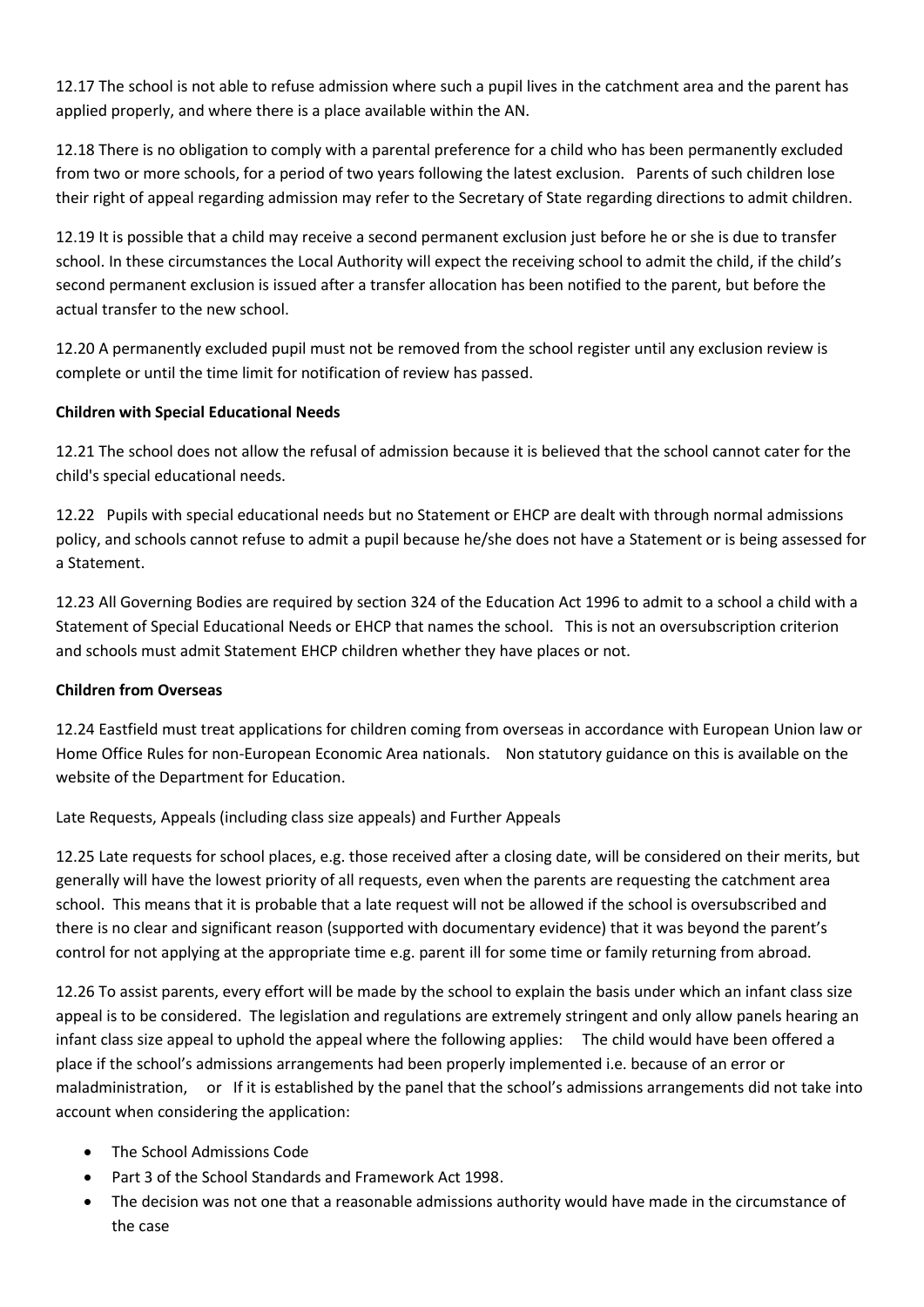12.17 The school is not able to refuse admission where such a pupil lives in the catchment area and the parent has applied properly, and where there is a place available within the AN.

12.18 There is no obligation to comply with a parental preference for a child who has been permanently excluded from two or more schools, for a period of two years following the latest exclusion. Parents of such children lose their right of appeal regarding admission may refer to the Secretary of State regarding directions to admit children.

12.19 It is possible that a child may receive a second permanent exclusion just before he or she is due to transfer school. In these circumstances the Local Authority will expect the receiving school to admit the child, if the child's second permanent exclusion is issued after a transfer allocation has been notified to the parent, but before the actual transfer to the new school.

12.20 A permanently excluded pupil must not be removed from the school register until any exclusion review is complete or until the time limit for notification of review has passed.

**Children with Special Educational Needs**

12.21 The school does not allow the refusal of admission because it is believed that the school cannot cater for the child's special educational needs.

12.22 Pupils with special educational needs but no Statement or EHCP are dealt with through normal admissions policy, and schools cannot refuse to admit a pupil because he/she does not have a Statement or is being assessed for a Statement.

12.23 All Governing Bodies are required by section 324 of the Education Act 1996 to admit to a school a child with a Statement of Special Educational Needs or EHCP that names the school. This is not an oversubscription criterion and schools must admit Statement EHCP children whether they have places or not.

**Children from Overseas**

12.24 Eastfield must treat applications for children coming from overseas in accordance with European Union law or Home Office Rules for non-European Economic Area nationals. Non statutory guidance on this is available on the website of the Department for Education.

Late Requests, Appeals (including class size appeals) and Further Appeals

12.25 Late requests for school places, e.g. those received after a closing date, will be considered on their merits, but generally will have the lowest priority of all requests, even when the parents are requesting the catchment area school. This means that it is probable that a late request will not be allowed if the school is oversubscribed and there is no clear and significant reason (supported with documentary evidence) that it was beyond the parent's control for not applying at the appropriate time e.g. parent ill for some time or family returning from abroad.

12.26 To assist parents, every effort will be made by the school to explain the basis under which an infant class size appeal is to be considered. The legislation and regulations are extremely stringent and only allow panels hearing an infant class size appeal to uphold the appeal where the following applies: The child would have been offered a place if the school's admissions arrangements had been properly implemented i.e. because of an error or maladministration, or If it is established by the panel that the school's admissions arrangements did not take into account when considering the application:

- The School Admissions Code
- Part 3 of the School Standards and Framework Act 1998.
- The decision was not one that a reasonable admissions authority would have made in the circumstance of the case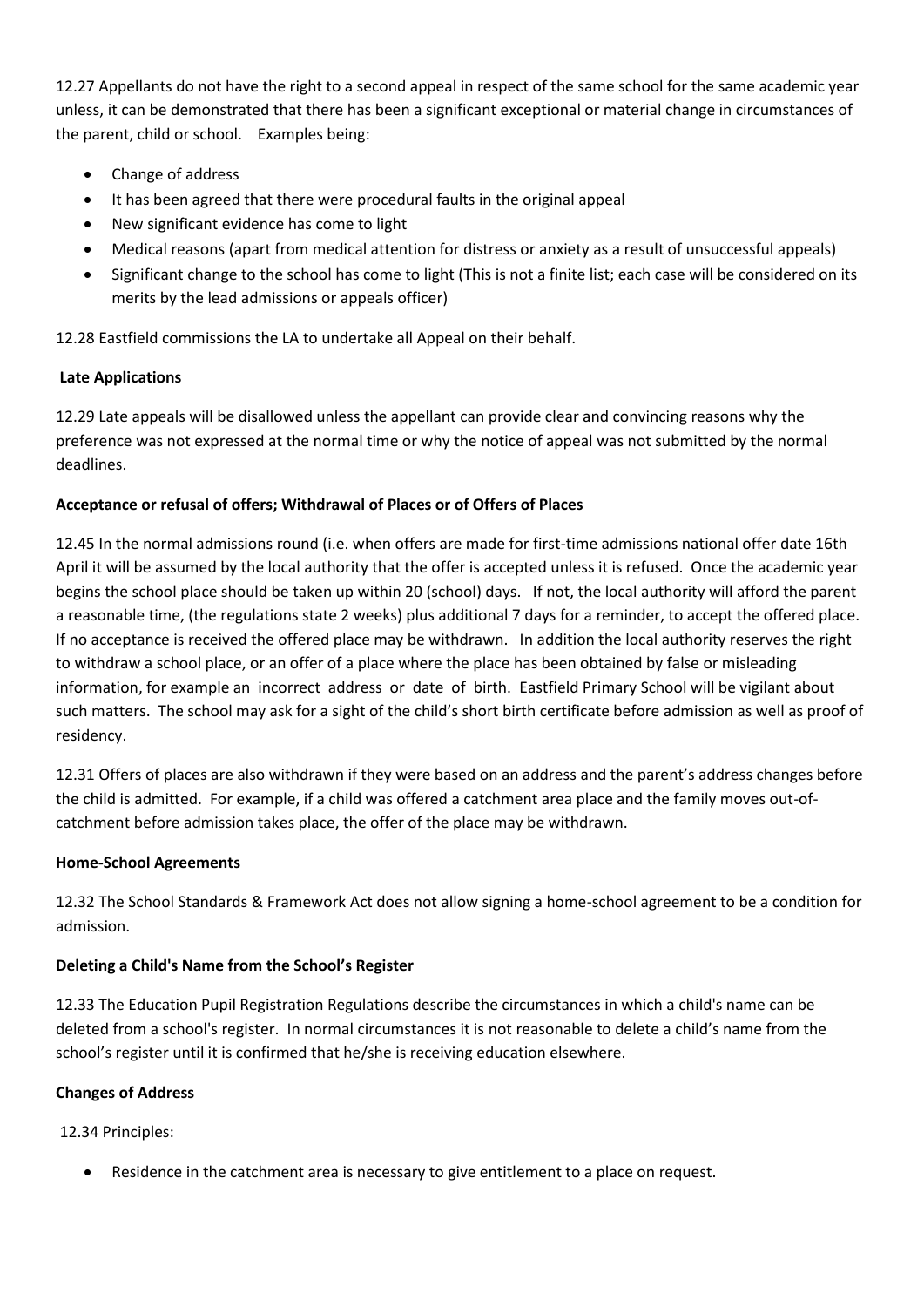12.27 Appellants do not have the right to a second appeal in respect of the same school for the same academic year unless, it can be demonstrated that there has been a significant exceptional or material change in circumstances of the parent, child or school. Examples being:

- Change of address
- It has been agreed that there were procedural faults in the original appeal
- New significant evidence has come to light
- Medical reasons (apart from medical attention for distress or anxiety as a result of unsuccessful appeals)
- Significant change to the school has come to light (This is not a finite list; each case will be considered on its merits by the lead admissions or appeals officer)

12.28 Eastfield commissions the LA to undertake all Appeal on their behalf.

**Late Applications**

12.29 Late appeals will be disallowed unless the appellant can provide clear and convincing reasons why the preference was not expressed at the normal time or why the notice of appeal was not submitted by the normal deadlines.

**Acceptance or refusal of offers; Withdrawal of Places or of Offers of Places**

12.45 In the normal admissions round (i.e. when offers are made for first-time admissions national offer date 16th April it will be assumed by the local authority that the offer is accepted unless it is refused. Once the academic year begins the school place should be taken up within 20 (school) days. If not, the local authority will afford the parent a reasonable time, (the regulations state 2 weeks) plus additional 7 days for a reminder, to accept the offered place. If no acceptance is received the offered place may be withdrawn. In addition the local authority reserves the right to withdraw a school place, or an offer of a place where the place has been obtained by false or misleading information, for example an incorrect address or date of birth. Eastfield Primary School will be vigilant about such matters. The school may ask for a sight of the child's short birth certificate before admission as well as proof of residency.

12.31 Offers of places are also withdrawn if they were based on an address and the parent's address changes before the child is admitted. For example, if a child was offered a catchment area place and the family moves out-of-catchment before admission takes place, the offer of the place may be withdrawn.

**Home-School Agreements**

12.32 The School Standards & Framework Act does not allow signing a home-school agreement to be a condition for admission.

**Deleting a Child's Name from the School's Register**

12.33 The Education Pupil Registration Regulations describe the circumstances in which a child's name can be deleted from a school's register. In normal circumstances it is not reasonable to delete a child's name from the school's register until it is confirmed that he/she is receiving education elsewhere.

**Changes of Address**

12.34 Principles:

- Residence in the catchment area is necessary to give entitlement to a place on request.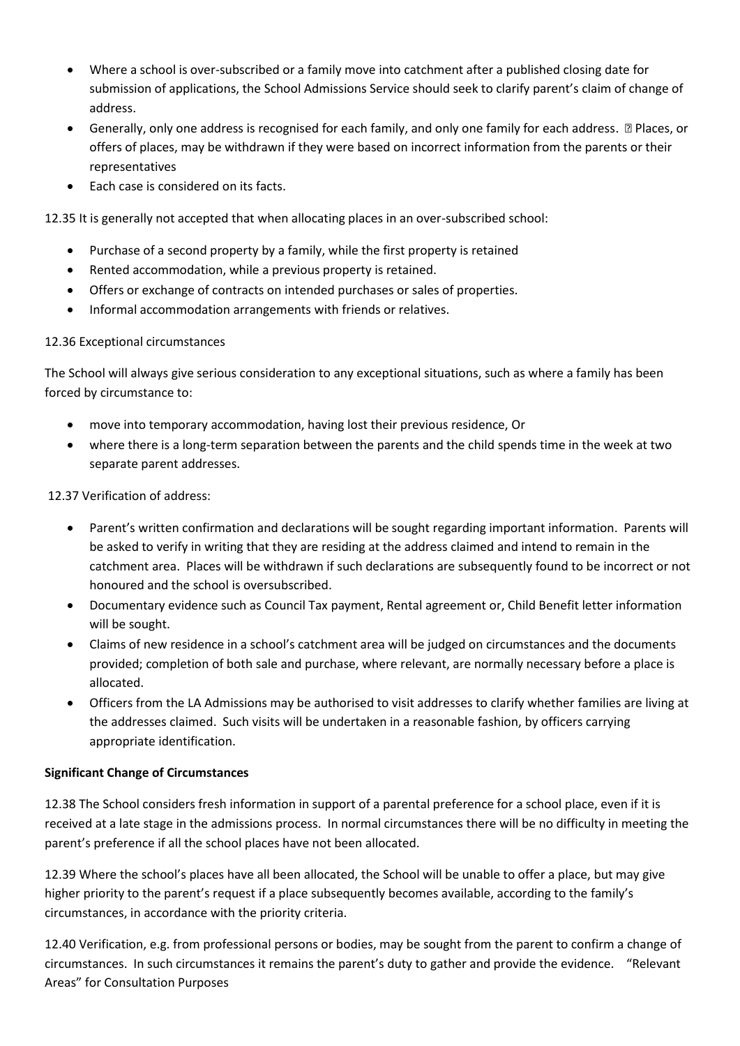- Where a school is over-subscribed or a family move into catchment after a published closing date for submission of applications, the School Admissions Service should seek to clarify parent's claim of change of address.
- Generally, only one address is recognised for each family, and only one family for each address.  Places, or offers of places, may be withdrawn if they were based on incorrect information from the parents or their representatives
- Each case is considered on its facts.

12.35 It is generally not accepted that when allocating places in an over-subscribed school:

- Purchase of a second property by a family, while the first property is retained
- Rented accommodation, while a previous property is retained.
- Offers or exchange of contracts on intended purchases or sales of properties.
- Informal accommodation arrangements with friends or relatives.

12.36 Exceptional circumstances

The School will always give serious consideration to any exceptional situations, such as where a family has been forced by circumstance to:

- move into temporary accommodation, having lost their previous residence, Or
- where there is a long-term separation between the parents and the child spends time in the week at two separate parent addresses.

12.37 Verification of address:

- Parent's written confirmation and declarations will be sought regarding important information. Parents will be asked to verify in writing that they are residing at the address claimed and intend to remain in the catchment area. Places will be withdrawn if such declarations are subsequently found to be incorrect or not honoured and the school is oversubscribed.
- Documentary evidence such as Council Tax payment, Rental agreement or, Child Benefit letter information will be sought.
- Claims of new residence in a school's catchment area will be judged on circumstances and the documents provided; completion of both sale and purchase, where relevant, are normally necessary before a place is allocated.
- Officers from the LA Admissions may be authorised to visit addresses to clarify whether families are living at the addresses claimed. Such visits will be undertaken in a reasonable fashion, by officers carrying appropriate identification.

**Significant Change of Circumstances**

12.38 The School considers fresh information in support of a parental preference for a school place, even if it is received at a late stage in the admissions process. In normal circumstances there will be no difficulty in meeting the parent's preference if all the school places have not been allocated.

12.39 Where the school's places have all been allocated, the School will be unable to offer a place, but may give higher priority to the parent's request if a place subsequently becomes available, according to the family's circumstances, in accordance with the priority criteria.

12.40 Verification, e.g. from professional persons or bodies, may be sought from the parent to confirm a change of circumstances. In such circumstances it remains the parent's duty to gather and provide the evidence. "Relevant Areas" for Consultation Purposes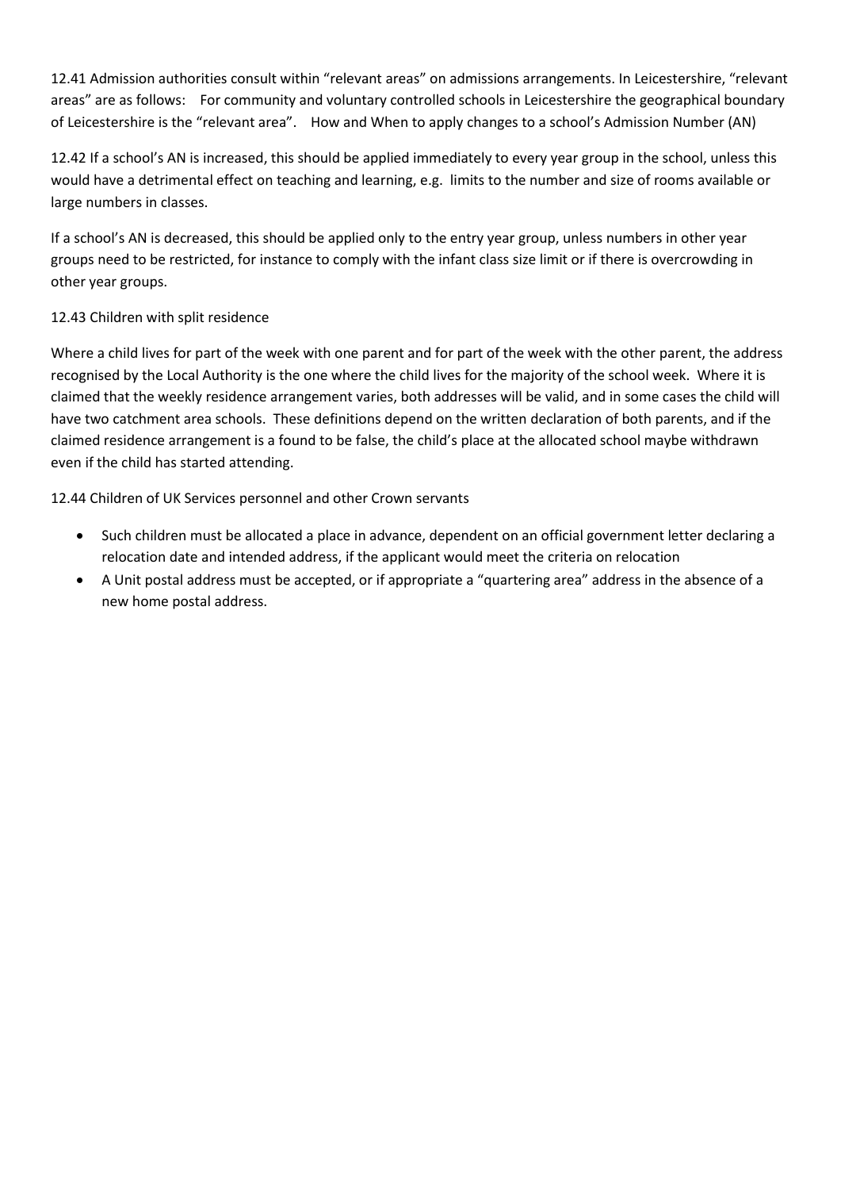12.41 Admission authorities consult within "relevant areas" on admissions arrangements. In Leicestershire, "relevant areas" are as follows: For community and voluntary controlled schools in Leicestershire the geographical boundary of Leicestershire is the "relevant area". How and When to apply changes to a school's Admission Number (AN)

12.42 If a school's AN is increased, this should be applied immediately to every year group in the school, unless this would have a detrimental effect on teaching and learning, e.g. limits to the number and size of rooms available or large numbers in classes.

If a school's AN is decreased, this should be applied only to the entry year group, unless numbers in other year groups need to be restricted, for instance to comply with the infant class size limit or if there is overcrowding in other year groups.

12.43 Children with split residence

Where a child lives for part of the week with one parent and for part of the week with the other parent, the address recognised by the Local Authority is the one where the child lives for the majority of the school week. Where it is claimed that the weekly residence arrangement varies, both addresses will be valid, and in some cases the child will have two catchment area schools. These definitions depend on the written declaration of both parents, and if the claimed residence arrangement is a found to be false, the child's place at the allocated school maybe withdrawn even if the child has started attending.

12.44 Children of UK Services personnel and other Crown servants

- Such children must be allocated a place in advance, dependent on an official government letter declaring a relocation date and intended address, if the applicant would meet the criteria on relocation
- A Unit postal address must be accepted, or if appropriate a "quartering area" address in the absence of a new home postal address.